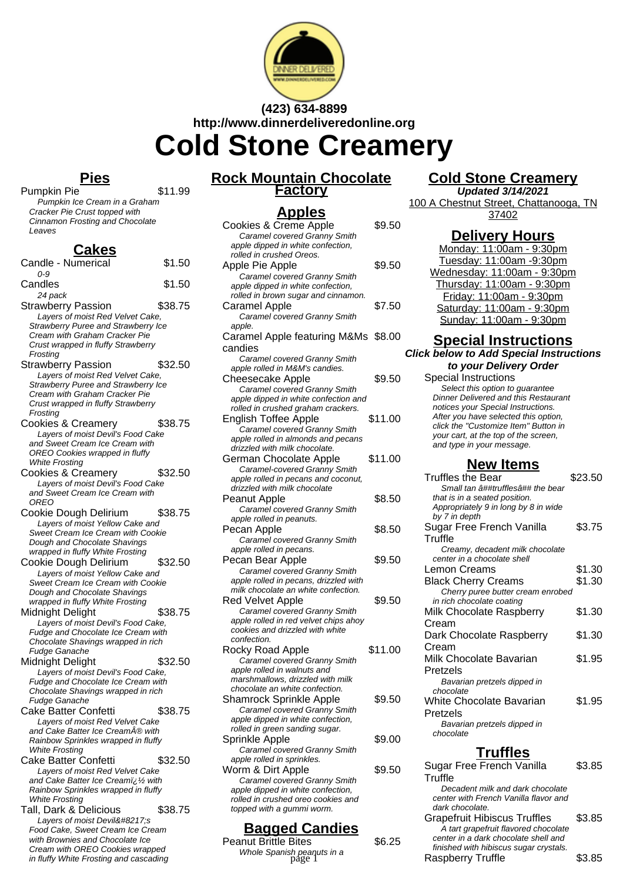**(423) 634-8899**
**http://www.dinnerdeliveredonline.org**

# Cold Stone Creamery

## Pies

Pumpkin Pie $11.99
*Pumpkin Ice Cream in a Graham Cracker Pie Crust topped with Cinnamon Frosting and Chocolate Leaves*

## Cakes

Candle - Numerical $1.50
*0-9*

Candles $1.50
*24 pack*

Strawberry Passion $38.75
*Layers of moist Red Velvet Cake, Strawberry Puree and Strawberry Ice Cream with Graham Cracker Pie Crust wrapped in fluffy Strawberry Frosting*

Strawberry Passion $32.50
*Layers of moist Red Velvet Cake, Strawberry Puree and Strawberry Ice Cream with Graham Cracker Pie Crust wrapped in fluffy Strawberry Frosting*

Cookies & Creamery $38.75
*Layers of moist Devil's Food Cake and Sweet Cream Ice Cream with OREO Cookies wrapped in fluffy White Frosting*

Cookies & Creamery $32.50
*Layers of moist Devil's Food Cake and Sweet Cream Ice Cream with OREO*

Cookie Dough Delirium $38.75
*Layers of moist Yellow Cake and Sweet Cream Ice Cream with Cookie Dough and Chocolate Shavings wrapped in fluffy White Frosting*

Cookie Dough Delirium $32.50
*Layers of moist Yellow Cake and Sweet Cream Ice Cream with Cookie Dough and Chocolate Shavings wrapped in fluffy White Frosting*

Midnight Delight $38.75
*Layers of moist Devil's Food Cake, Fudge and Chocolate Ice Cream with Chocolate Shavings wrapped in rich Fudge Ganache*

Midnight Delight $32.50
*Layers of moist Devil's Food Cake, Fudge and Chocolate Ice Cream with Chocolate Shavings wrapped in rich Fudge Ganache*

Cake Batter Confetti $38.75
*Layers of moist Red Velvet Cake and Cake Batter Ice CreamÂ® with Rainbow Sprinkles wrapped in fluffy White Frosting*

Cake Batter Confetti $32.50
*Layers of moist Red Velvet Cake and Cake Batter Ice Creamï¿½ with Rainbow Sprinkles wrapped in fluffy White Frosting*

Tall, Dark & Delicious $38.75
*Layers of moist Devil&#8217;s Food Cake, Sweet Cream Ice Cream with Brownies and Chocolate Ice Cream with OREO Cookies wrapped in fluffy White Frosting and cascading*

## Rock Mountain Chocolate Factory

## Apples

Cookies & Creme Apple $9.50
*Caramel covered Granny Smith apple dipped in white confection, rolled in crushed Oreos.*

Apple Pie Apple $9.50
*Caramel covered Granny Smith apple dipped in white confection, rolled in brown sugar and cinnamon.*

Caramel Apple $7.50
*Caramel covered Granny Smith apple.*

Caramel Apple featuring M&Ms candies $8.00
*Caramel covered Granny Smith apple rolled in M&M's candies.*

Cheesecake Apple $9.50
*Caramel covered Granny Smith apple dipped in white confection and rolled in crushed graham crackers.*

English Toffee Apple $11.00
*Caramel covered Granny Smith apple rolled in almonds and pecans drizzled with milk chocolate.*

German Chocolate Apple $11.00
*Caramel-covered Granny Smith apple rolled in pecans and coconut, drizzled with milk chocolate*

Peanut Apple $8.50
*Caramel covered Granny Smith apple rolled in peanuts.*

Pecan Apple $8.50
*Caramel covered Granny Smith apple rolled in pecans.*

Pecan Bear Apple $9.50
*Caramel covered Granny Smith apple rolled in pecans, drizzled with milk chocolate an white confection.*

Red Velvet Apple $9.50
*Caramel covered Granny Smith apple rolled in red velvet chips ahoy cookies and drizzled with white confection.*

Rocky Road Apple $11.00
*Caramel covered Granny Smith apple rolled in walnuts and marshmallows, drizzled with milk chocolate an white confection.*

Shamrock Sprinkle Apple $9.50
*Caramel covered Granny Smith apple dipped in white confection, rolled in green sanding sugar.*

Sprinkle Apple $9.00
*Caramel covered Granny Smith apple rolled in sprinkles.*

Worm & Dirt Apple $9.50
*Caramel covered Granny Smith apple dipped in white confection, rolled in crushed oreo cookies and topped with a gummi worm.*

## Bagged Candies

Peanut Brittle Bites $6.25
*Whole Spanish peanuts in a*

## Cold Stone Creamery

**Updated 3/14/2021**

100 A Chestnut Street, Chattanooga, TN 37402

## Delivery Hours

Monday: 11:00am - 9:30pm
Tuesday: 11:00am -9:30pm
Wednesday: 11:00am - 9:30pm
Thursday: 11:00am - 9:30pm
Friday: 11:00am - 9:30pm
Saturday: 11:00am - 9:30pm
Sunday: 11:00am - 9:30pm

## Special Instructions

***Click below to Add Special Instructions to your Delivery Order***

Special Instructions
*Select this option to guarantee Dinner Delivered and this Restaurant notices your Special Instructions. After you have selected this option, click the "Customize Item" Button in your cart, at the top of the screen, and type in your message.*

## New Items

Truffles the Bear $23.50
*Small tan â##trufflesâ## the bear that is in a seated position. Appropriately 9 in long by 8 in wide by 7 in depth*

Sugar Free French Vanilla Truffle $3.75
*Creamy, decadent milk chocolate center in a chocolate shell*

Lemon Creams $1.30

Black Cherry Creams $1.30
*Cherry puree butter cream enrobed in rich chocolate coating*

Milk Chocolate Raspberry Cream $1.30

Dark Chocolate Raspberry Cream $1.30

Milk Chocolate Bavarian Pretzels $1.95
*Bavarian pretzels dipped in chocolate*

White Chocolate Bavarian Pretzels $1.95
*Bavarian pretzels dipped in chocolate*

## Truffles

Sugar Free French Vanilla Truffle $3.85
*Decadent milk and dark chocolate center with French Vanilla flavor and dark chocolate.*

Grapefruit Hibiscus Truffles $3.85
*A tart grapefruit flavored chocolate center in a dark chocolate shell and finished with hibiscus sugar crystals.*

Raspberry Truffle $3.85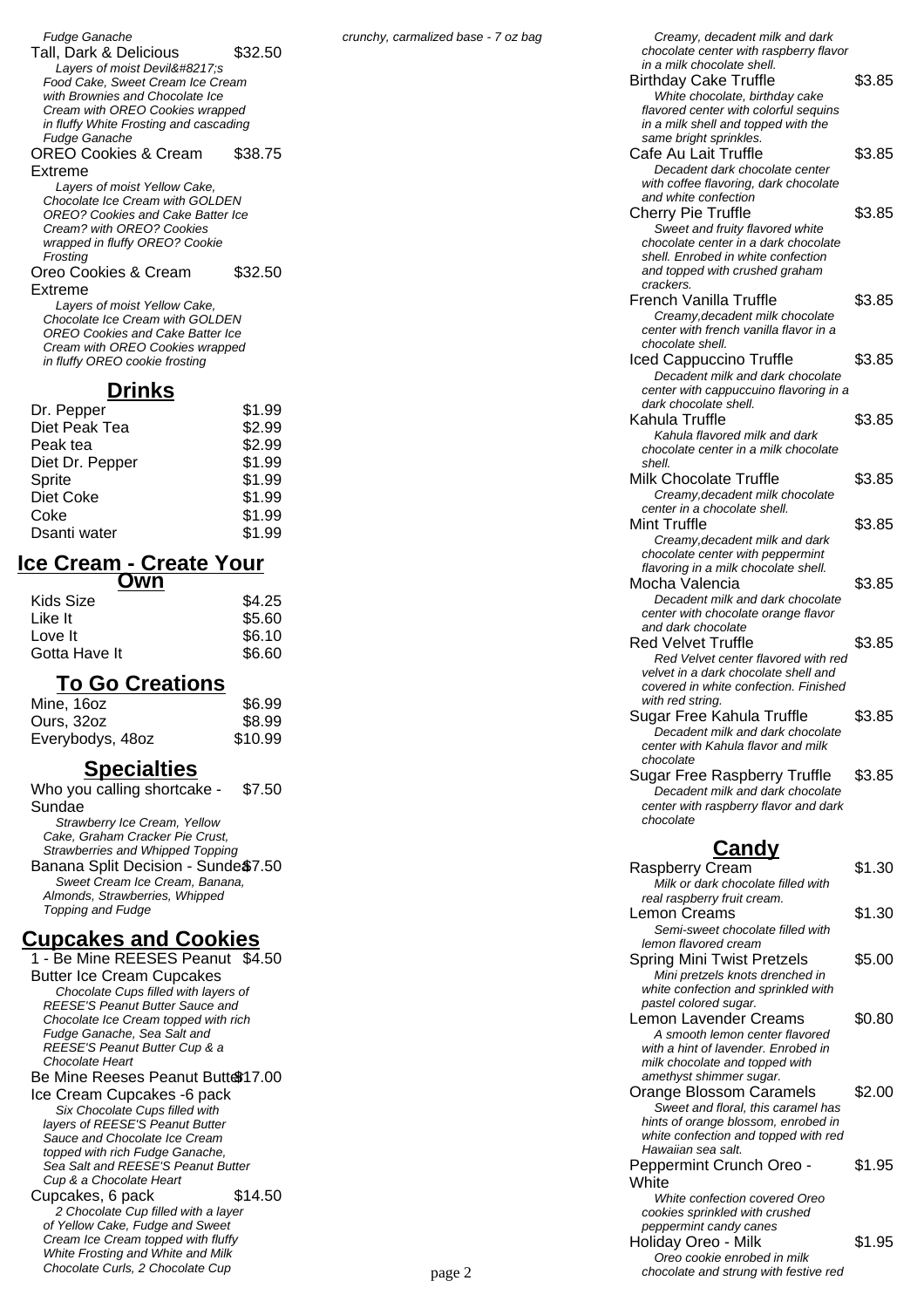*Fudge Ganache*

Tall, Dark & Delicious $32.50

*Layers of moist Devil&#8217;s Food Cake, Sweet Cream Ice Cream with Brownies and Chocolate Ice Cream with OREO Cookies wrapped in fluffy White Frosting and cascading Fudge Ganache*

OREO Cookies & Cream Extreme $38.75

*Layers of moist Yellow Cake, Chocolate Ice Cream with GOLDEN OREO? Cookies and Cake Batter Ice Cream? with OREO? Cookies wrapped in fluffy OREO? Cookie Frosting*

Oreo Cookies & Cream Extreme $32.50

*Layers of moist Yellow Cake, Chocolate Ice Cream with GOLDEN OREO Cookies and Cake Batter Ice Cream with OREO Cookies wrapped in fluffy OREO cookie frosting*

## Drinks

| | |
|---|---|
| Dr. Pepper | $1.99 |
| Diet Peak Tea | $2.99 |
| Peak tea | $2.99 |
| Diet Dr. Pepper | $1.99 |
| Sprite | $1.99 |
| Diet Coke | $1.99 |
| Coke | $1.99 |
| Dsanti water | $1.99 |

## Ice Cream - Create Your Own

| | |
|---|---|
| Kids Size | $4.25 |
| Like It | $5.60 |
| Love It | $6.10 |
| Gotta Have It | $6.60 |

## To Go Creations

| | |
|---|---|
| Mine, 16oz | $6.99 |
| Ours, 32oz | $8.99 |
| Everybodys, 48oz | $10.99 |

## Specialties

Who you calling shortcake - Sundae $7.50

*Strawberry Ice Cream, Yellow Cake, Graham Cracker Pie Crust, Strawberries and Whipped Topping*

Banana Split Decision - Sundae $7.50

*Sweet Cream Ice Cream, Banana, Almonds, Strawberries, Whipped Topping and Fudge*

## Cupcakes and Cookies

1 - Be Mine REESES Peanut Butter Ice Cream Cupcakes $4.50

*Chocolate Cups filled with layers of REESE'S Peanut Butter Sauce and Chocolate Ice Cream topped with rich Fudge Ganache, Sea Salt and REESE'S Peanut Butter Cup & a Chocolate Heart*

Be Mine Reeses Peanut Butter Ice Cream Cupcakes -6 pack $17.00

*Six Chocolate Cups filled with layers of REESE'S Peanut Butter Sauce and Chocolate Ice Cream topped with rich Fudge Ganache, Sea Salt and REESE'S Peanut Butter Cup & a Chocolate Heart*

Cupcakes, 6 pack $14.50

*2 Chocolate Cup filled with a layer of Yellow Cake, Fudge and Sweet Cream Ice Cream topped with fluffy White Frosting and White and Milk Chocolate Curls, 2 Chocolate Cup*

*crunchy, carmalized base - 7 oz bag*

*Creamy, decadent milk and dark chocolate center with raspberry flavor in a milk chocolate shell.*

Birthday Cake Truffle $3.85

*White chocolate, birthday cake flavored center with colorful sequins in a milk shell and topped with the same bright sprinkles.*

Cafe Au Lait Truffle $3.85

*Decadent dark chocolate center with coffee flavoring, dark chocolate and white confection*

Cherry Pie Truffle $3.85

*Sweet and fruity flavored white chocolate center in a dark chocolate shell. Enrobed in white confection and topped with crushed graham crackers.*

French Vanilla Truffle $3.85

*Creamy,decadent milk chocolate center with french vanilla flavor in a chocolate shell.*

Iced Cappuccino Truffle $3.85

*Decadent milk and dark chocolate center with cappuccino flavoring in a dark chocolate shell.*

Kahula Truffle $3.85

*Kahula flavored milk and dark chocolate center in a milk chocolate shell.*

Milk Chocolate Truffle $3.85

*Creamy,decadent milk chocolate center in a chocolate shell.*

Mint Truffle $3.85

*Creamy,decadent milk and dark chocolate center with peppermint flavoring in a milk chocolate shell.*

Mocha Valencia $3.85

*Decadent milk and dark chocolate center with chocolate orange flavor and dark chocolate*

Red Velvet Truffle $3.85

*Red Velvet center flavored with red velvet in a dark chocolate shell and covered in white confection. Finished with red string.*

Sugar Free Kahula Truffle $3.85

*Decadent milk and dark chocolate center with Kahula flavor and milk chocolate*

Sugar Free Raspberry Truffle $3.85

*Decadent milk and dark chocolate center with raspberry flavor and dark chocolate*

## Candy

Raspberry Cream $1.30

*Milk or dark chocolate filled with real raspberry fruit cream.*

Lemon Creams $1.30

*Semi-sweet chocolate filled with lemon flavored cream*

Spring Mini Twist Pretzels $5.00

*Mini pretzels knots drenched in white confection and sprinkled with pastel colored sugar.*

Lemon Lavender Creams $0.80

*A smooth lemon center flavored with a hint of lavender. Enrobed in milk chocolate and topped with amethyst shimmer sugar.*

Orange Blossom Caramels $2.00

*Sweet and floral, this caramel has hints of orange blossom, enrobed in white confection and topped with red Hawaiian sea salt.*

Peppermint Crunch Oreo - White $1.95

*White confection covered Oreo cookies sprinkled with crushed peppermint candy canes*

Holiday Oreo - Milk $1.95

*Oreo cookie enrobed in milk chocolate and strung with festive red*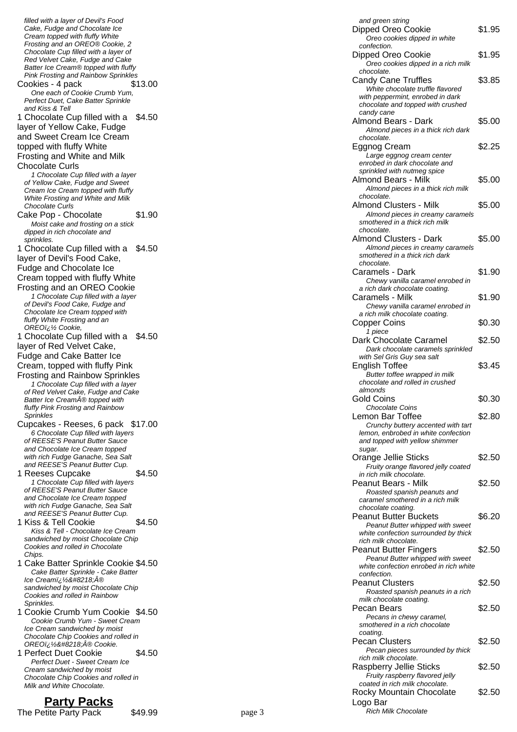filled with a layer of Devil's Food Cake, Fudge and Chocolate Ice Cream topped with fluffy White Frosting and an OREO® Cookie, 2 Chocolate Cup filled with a layer of Red Velvet Cake, Fudge and Cake Batter Ice Cream® topped with fluffy Pink Frosting and Rainbow Sprinkles

Cookies - 4 pack $13.00
*One each of Cookie Crumb Yum, Perfect Duet, Cake Batter Sprinkle and Kiss & Tell*

1 Chocolate Cup filled with a layer of Yellow Cake, Fudge and Sweet Cream Ice Cream topped with fluffy White Frosting and White and Milk Chocolate Curls $4.50
*1 Chocolate Cup filled with a layer of Yellow Cake, Fudge and Sweet Cream Ice Cream topped with fluffy White Frosting and White and Milk Chocolate Curls*

Cake Pop - Chocolate $1.90
*Moist cake and frosting on a stick dipped in rich chocolate and sprinkles.*

1 Chocolate Cup filled with a layer of Devil's Food Cake, Fudge and Chocolate Ice Cream topped with fluffy White Frosting and an OREO Cookie $4.50
*1 Chocolate Cup filled with a layer of Devil's Food Cake, Fudge and Chocolate Ice Cream topped with fluffy White Frosting and an OREOï¿½ Cookie,*

1 Chocolate Cup filled with a layer of Red Velvet Cake, Fudge and Cake Batter Ice Cream, topped with fluffy Pink Frosting and Rainbow Sprinkles $4.50
*1 Chocolate Cup filled with a layer of Red Velvet Cake, Fudge and Cake Batter Ice CreamÂ® topped with fluffy Pink Frosting and Rainbow Sprinkles*

Cupcakes - Reeses, 6 pack $17.00
*6 Chocolate Cup filled with layers of REESE'S Peanut Butter Sauce and Chocolate Ice Cream topped with rich Fudge Ganache, Sea Salt and REESE'S Peanut Butter Cup.*

1 Reeses Cupcake $4.50
*1 Chocolate Cup filled with layers of REESE'S Peanut Butter Sauce and Chocolate Ice Cream topped with rich Fudge Ganache, Sea Salt and REESE'S Peanut Butter Cup.*

1 Kiss & Tell Cookie $4.50
*Kiss & Tell - Chocolate Ice Cream sandwiched by moist Chocolate Chip Cookies and rolled in Chocolate Chips.*

1 Cake Batter Sprinkle Cookie $4.50
*Cake Batter Sprinkle - Cake Batter Ice Creamï¿½&#8218;Â® sandwiched by moist Chocolate Chip Cookies and rolled in Rainbow Sprinkles.*

1 Cookie Crumb Yum Cookie $4.50
*Cookie Crumb Yum - Sweet Cream Ice Cream sandwiched by moist Chocolate Chip Cookies and rolled in OREOï¿½&#8218;Â® Cookie.*

1 Perfect Duet Cookie $4.50
*Perfect Duet - Sweet Cream Ice Cream sandwiched by moist Chocolate Chip Cookies and rolled in Milk and White Chocolate.*

## Party Packs

The Petite Party Pack $49.99

*and green string*

Dipped Oreo Cookie $1.95
*Oreo cookies dipped in white confection.*

Dipped Oreo Cookie $1.95
*Oreo cookies dipped in a rich milk chocolate.*

Candy Cane Truffles $3.85
*White chocolate truffle flavored with peppermint, enrobed in dark chocolate and topped with crushed candy cane*

Almond Bears - Dark $5.00
*Almond pieces in a thick rich dark chocolate.*

Eggnog Cream $2.25
*Large eggnog cream center enrobed in dark chocolate and sprinkled with nutmeg spice*

Almond Bears - Milk $5.00
*Almond pieces in a thick rich milk chocolate.*

Almond Clusters - Milk $5.00
*Almond pieces in creamy caramels smothered in a thick rich milk chocolate.*

Almond Clusters - Dark $5.00
*Almond pieces in creamy caramels smothered in a thick rich dark chocolate.*

Caramels - Dark $1.90
*Chewy vanilla caramel enrobed in a rich dark chocolate coating.*

Caramels - Milk $1.90
*Chewy vanilla caramel enrobed in a rich milk chocolate coating.*

Copper Coins $0.30
*1 piece*

Dark Chocolate Caramel $2.50
*Dark chocolate caramels sprinkled with Sel Gris Guy sea salt*

English Toffee $3.45
*Butter toffee wrapped in milk chocolate and rolled in crushed almonds*

Gold Coins $0.30
*Chocolate Coins*

Lemon Bar Toffee $2.80
*Crunchy buttery accented with tart lemon, enbrobed in white confection and topped with yellow shimmer sugar.*

Orange Jellie Sticks $2.50
*Fruity orange flavored jelly coated in rich milk chocolate.*

Peanut Bears - Milk $2.50
*Roasted spanish peanuts and caramel smothered in a rich milk chocolate coating.*

Peanut Butter Buckets $6.20
*Peanut Butter whipped with sweet white confection surrounded by thick rich milk chocolate.*

Peanut Butter Fingers $2.50
*Peanut Butter whipped with sweet white confection enrobed in rich white confection.*

Peanut Clusters $2.50
*Roasted spanish peanuts in a rich milk chocolate coating.*

Pecan Bears $2.50
*Pecans in chewy caramel, smothered in a rich chocolate coating.*

Pecan Clusters $2.50
*Pecan pieces surrounded by thick rich milk chocolate.*

Raspberry Jellie Sticks $2.50
*Fruity raspberry flavored jelly coated in rich milk chocolate.*

Rocky Mountain Chocolate Logo Bar $2.50
*Rich Milk Chocolate*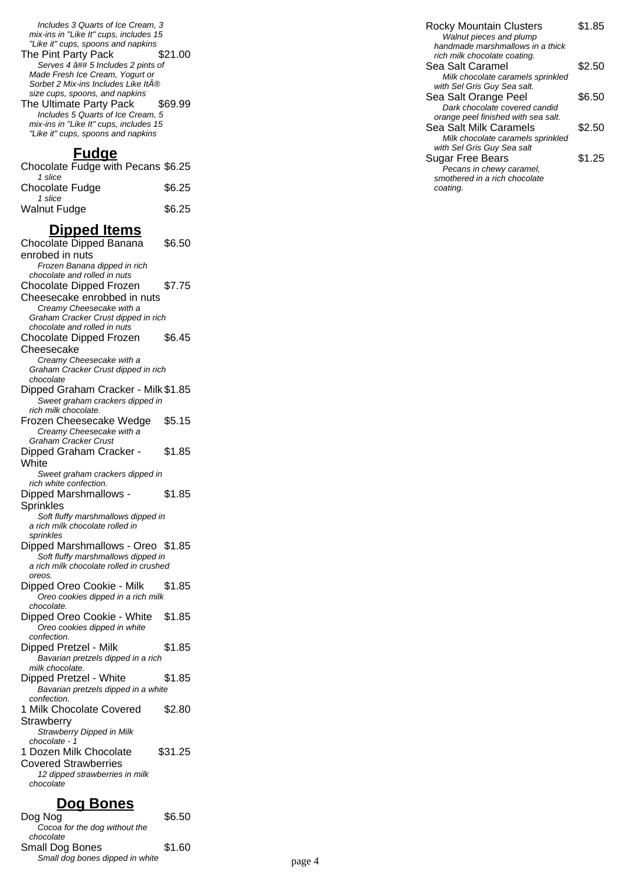*Includes 3 Quarts of Ice Cream, 3 mix-ins in "Like It" cups, includes 15 "Like it" cups, spoons and napkins*

The Pint Party Pack $21.00
*Serves 4 â## 5 Includes 2 pints of Made Fresh Ice Cream, Yogurt or Sorbet 2 Mix-ins Includes Like ItÂ® size cups, spoons, and napkins*

The Ultimate Party Pack $69.99
*Includes 5 Quarts of Ice Cream, 5 mix-ins in "Like It" cups, includes 15 "Like it" cups, spoons and napkins*

## Fudge

Chocolate Fudge with Pecans $6.25
*1 slice*

Chocolate Fudge $6.25
*1 slice*

Walnut Fudge $6.25

## Dipped Items

Chocolate Dipped Banana enrobed in nuts $6.50
*Frozen Banana dipped in rich chocolate and rolled in nuts*

Chocolate Dipped Frozen Cheesecake enrobbed in nuts $7.75
*Creamy Cheesecake with a Graham Cracker Crust dipped in rich chocolate and rolled in nuts*

Chocolate Dipped Frozen Cheesecake $6.45
*Creamy Cheesecake with a Graham Cracker Crust dipped in rich chocolate*

Dipped Graham Cracker - Milk $1.85
*Sweet graham crackers dipped in rich milk chocolate.*

Frozen Cheesecake Wedge $5.15
*Creamy Cheesecake with a Graham Cracker Crust*

Dipped Graham Cracker - White $1.85
*Sweet graham crackers dipped in rich white confection.*

Dipped Marshmallows - Sprinkles $1.85
*Soft fluffy marshmallows dipped in a rich milk chocolate rolled in sprinkles*

Dipped Marshmallows - Oreo $1.85
*Soft fluffy marshmallows dipped in a rich milk chocolate rolled in crushed oreos.*

Dipped Oreo Cookie - Milk $1.85
*Oreo cookies dipped in a rich milk chocolate.*

Dipped Oreo Cookie - White $1.85
*Oreo cookies dipped in white confection.*

Dipped Pretzel - Milk $1.85
*Bavarian pretzels dipped in a rich milk chocolate.*

Dipped Pretzel - White $1.85
*Bavarian pretzels dipped in a white confection.*

1 Milk Chocolate Covered Strawberry $2.80
*Strawberry Dipped in Milk chocolate - 1*

1 Dozen Milk Chocolate Covered Strawberries $31.25
*12 dipped strawberries in milk chocolate*

## Dog Bones

Dog Nog $6.50
*Cocoa for the dog without the chocolate*

Small Dog Bones $1.60
*Small dog bones dipped in white*

Rocky Mountain Clusters $1.85
*Walnut pieces and plump handmade marshmallows in a thick rich milk chocolate coating.*

Sea Salt Caramel $2.50
*Milk chocolate caramels sprinkled with Sel Gris Guy Sea salt.*

Sea Salt Orange Peel $6.50
*Dark chocolate covered candid orange peel finished with sea salt.*

Sea Salt Milk Caramels $2.50
*Milk chocolate caramels sprinkled with Sel Gris Guy Sea salt*

Sugar Free Bears $1.25
*Pecans in chewy caramel, smothered in a rich chocolate coating.*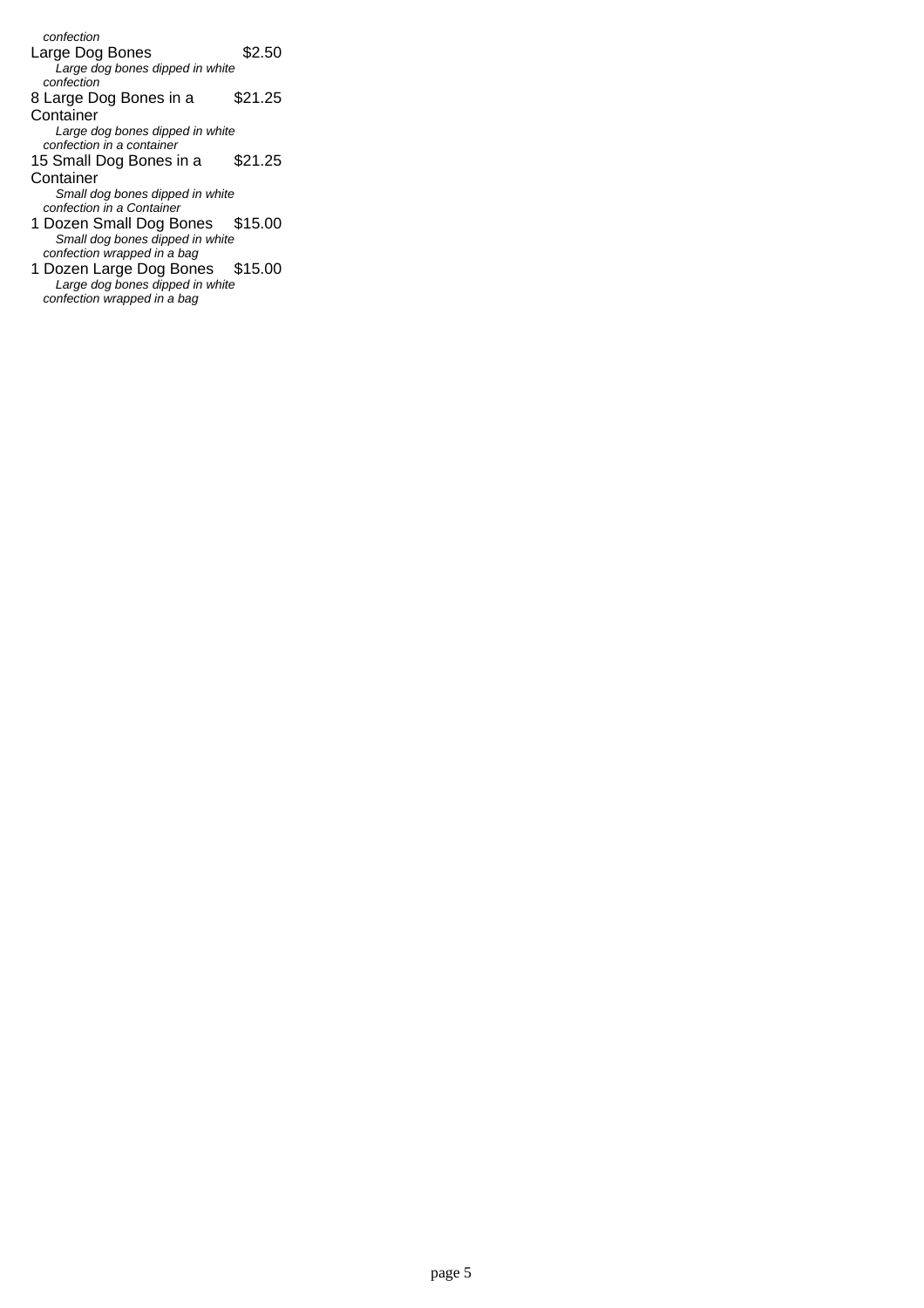*confection*

Large Dog Bones $2.50

*Large dog bones dipped in white confection*

8 Large Dog Bones in a Container $21.25

*Large dog bones dipped in white confection in a container*

15 Small Dog Bones in a Container $21.25

*Small dog bones dipped in white confection in a Container*

1 Dozen Small Dog Bones $15.00

*Small dog bones dipped in white confection wrapped in a bag*

1 Dozen Large Dog Bones $15.00

*Large dog bones dipped in white confection wrapped in a bag*